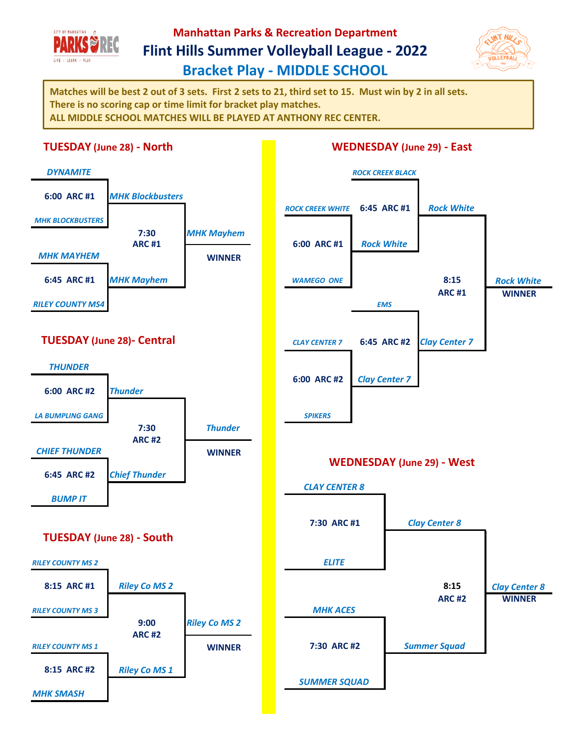# Manhattan Parks & Recreation Department

## Flint Hills Summer Volleyball League - 2022

## Bracket Play - MIDDLE SCHOOL

**Matches will be best 2 out of 3 sets. First 2 sets to 21, third set to 15. Must win by 2 in all sets.**
**There is no scoring cap or time limit for bracket play matches.**
**ALL MIDDLE SCHOOL MATCHES WILL BE PLAYED AT ANTHONY REC CENTER.**

### TUESDAY (June 28) - North

| Match | Time / Court | Teams | Result |
|---|---|---|---|
| 1 | 6:00 ARC #1 | *DYNAMITE* vs *MHK BLOCKBUSTERS* | *MHK Blockbusters* |
| 2 | 6:45 ARC #1 | *MHK MAYHEM* vs *RILEY COUNTY MS4* | *MHK Mayhem* |
| Final | 7:30 ARC #1 | *MHK Blockbusters* vs *MHK Mayhem* | **WINNER:** *MHK Mayhem* |

### TUESDAY (June 28)- Central

| Match | Time / Court | Teams | Result |
|---|---|---|---|
| 1 | 6:00 ARC #2 | *THUNDER* vs *LA BUMPLING GANG* | *Thunder* |
| 2 | 6:45 ARC #2 | *CHIEF THUNDER* vs *BUMP IT* | *Chief Thunder* |
| Final | 7:30 ARC #2 | *Thunder* vs *Chief Thunder* | **WINNER:** *Thunder* |

### TUESDAY (June 28) - South

| Match | Time / Court | Teams | Result |
|---|---|---|---|
| 1 | 8:15 ARC #1 | *RILEY COUNTY MS 2* vs *RILEY COUNTY MS 3* | *Riley Co MS 2* |
| 2 | 8:15 ARC #2 | *RILEY COUNTY MS 1* vs *MHK SMASH* | *Riley Co MS 1* |
| Final | 9:00 ARC #2 | *Riley Co MS 2* vs *Riley Co MS 1* | **WINNER:** *Riley Co MS 2* |

### WEDNESDAY (June 29) - East

| Match | Time / Court | Teams | Result |
|---|---|---|---|
| 1 | 6:00 ARC #1 | *ROCK CREEK WHITE* vs *WAMEGO ONE* | *Rock White* |
| 2 | 6:45 ARC #1 | *ROCK CREEK BLACK* vs *Rock White* | *Rock White* |
| 3 | 6:00 ARC #2 | *CLAY CENTER 7* vs *SPIKERS* | *Clay Center 7* |
| 4 | 6:45 ARC #2 | *EMS* vs *Clay Center 7* | *Clay Center 7* |
| Final | 8:15 ARC #1 | *Rock White* vs *Clay Center 7* | **WINNER:** *Rock White* |

### WEDNESDAY (June 29) - West

| Match | Time / Court | Teams | Result |
|---|---|---|---|
| 1 | 7:30 ARC #1 | *CLAY CENTER 8* vs *ELITE* | *Clay Center 8* |
| 2 | 7:30 ARC #2 | *MHK ACES* vs *SUMMER SQUAD* | *Summer Squad* |
| Final | 8:15 ARC #2 | *Clay Center 8* vs *Summer Squad* | **WINNER:** *Clay Center 8* |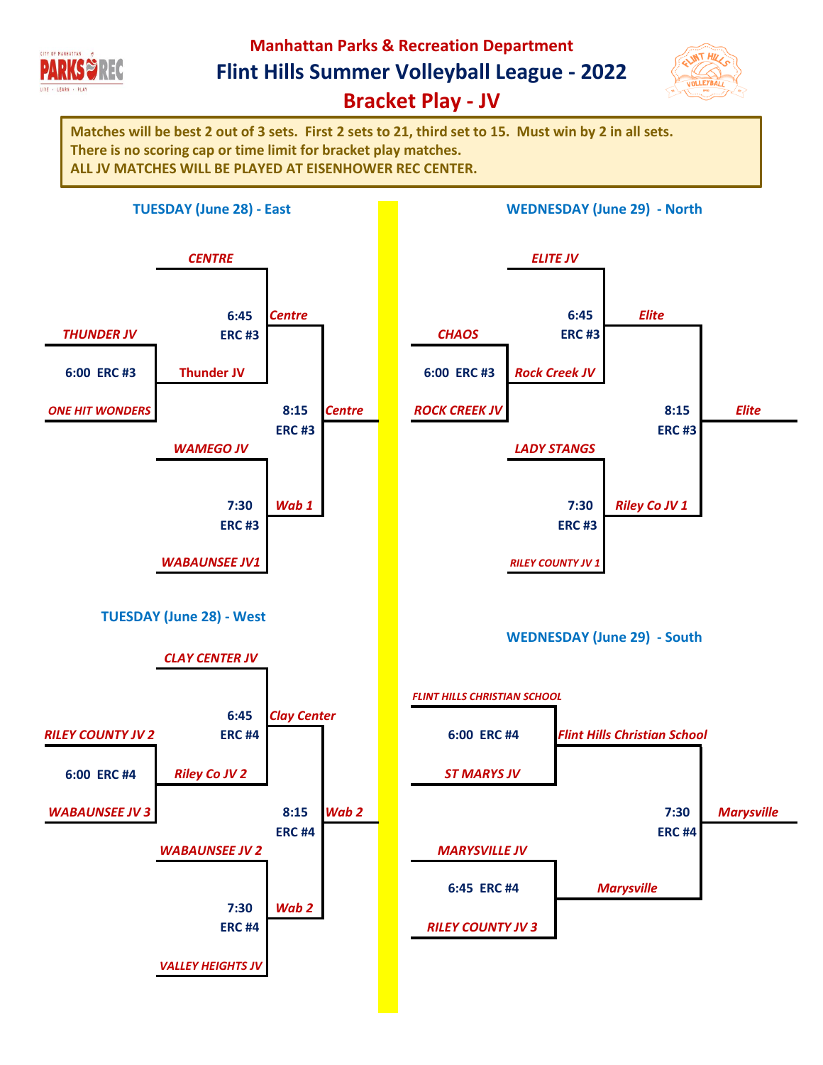# Manhattan Parks & Recreation Department

## Flint Hills Summer Volleyball League - 2022

## Bracket Play - JV

**Matches will be best 2 out of 3 sets. First 2 sets to 21, third set to 15. Must win by 2 in all sets.**
**There is no scoring cap or time limit for bracket play matches.**
**ALL JV MATCHES WILL BE PLAYED AT EISENHOWER REC CENTER.**

### TUESDAY (June 28) - East

| Time | Court | Match | Winner |
| --- | --- | --- | --- |
| 6:00 | ERC #3 | *THUNDER JV* vs *ONE HIT WONDERS* | Thunder JV |
| 6:45 | ERC #3 | *CENTRE* vs Thunder JV | *Centre* |
| 7:30 | ERC #3 | *WAMEGO JV* vs *WABAUNSEE JV1* | *Wab 1* |
| 8:15 | ERC #3 | Centre vs Wab 1 | *Centre* |

### WEDNESDAY (June 29) - North

| Time | Court | Match | Winner |
| --- | --- | --- | --- |
| 6:00 | ERC #3 | *CHAOS* vs *ROCK CREEK JV* | *Rock Creek JV* |
| 6:45 | ERC #3 | *ELITE JV* vs Rock Creek JV | *Elite* |
| 7:30 | ERC #3 | *LADY STANGS* vs *RILEY COUNTY JV 1* | *Riley Co JV 1* |
| 8:15 | ERC #3 | Elite vs Riley Co JV 1 | *Elite* |

### TUESDAY (June 28) - West

| Time | Court | Match | Winner |
| --- | --- | --- | --- |
| 6:00 | ERC #4 | *RILEY COUNTY JV 2* vs *WABAUNSEE JV 3* | *Riley Co JV 2* |
| 6:45 | ERC #4 | *CLAY CENTER JV* vs Riley Co JV 2 | *Clay Center* |
| 7:30 | ERC #4 | *WABAUNSEE JV 2* vs *VALLEY HEIGHTS JV* | *Wab 2* |
| 8:15 | ERC #4 | Clay Center vs Wab 2 | *Wab 2* |

### WEDNESDAY (June 29) - South

| Time | Court | Match | Winner |
| --- | --- | --- | --- |
| 6:00 | ERC #4 | *FLINT HILLS CHRISTIAN SCHOOL* vs *ST MARYS JV* | *Flint Hills Christian School* |
| 6:45 | ERC #4 | *MARYSVILLE JV* vs *RILEY COUNTY JV 3* | *Marysville* |
| 7:30 | ERC #4 | Flint Hills Christian School vs Marysville | *Marysville* |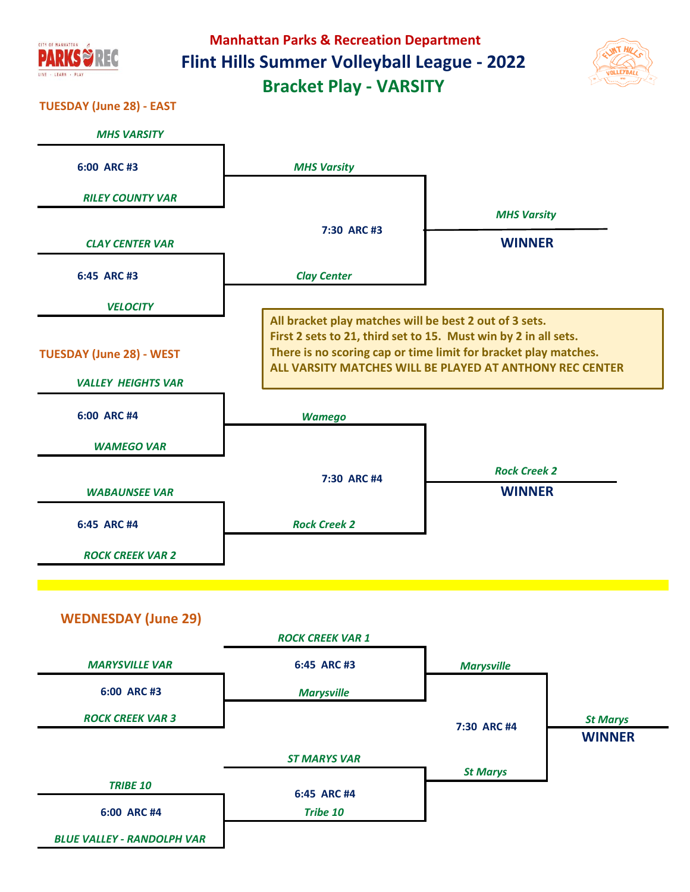Manhattan Parks & Recreation Department

# Flint Hills Summer Volleyball League - 2022

## Bracket Play - VARSITY

### TUESDAY (June 28) - EAST

*MHS VARSITY*

6:00 ARC #3

*RILEY COUNTY VAR*

*MHS Varsity*

7:30 ARC #3

*MHS Varsity*

**WINNER**

*CLAY CENTER VAR*

6:45 ARC #3

*VELOCITY*

*Clay Center*

**All bracket play matches will be best 2 out of 3 sets.**
**First 2 sets to 21, third set to 15. Must win by 2 in all sets.**
**There is no scoring cap or time limit for bracket play matches.**
**ALL VARSITY MATCHES WILL BE PLAYED AT ANTHONY REC CENTER**

### TUESDAY (June 28) - WEST

*VALLEY HEIGHTS VAR*

6:00 ARC #4

*WAMEGO VAR*

*Wamego*

7:30 ARC #4

*Rock Creek 2*

**WINNER**

*WABAUNSEE VAR*

6:45 ARC #4

*ROCK CREEK VAR 2*

*Rock Creek 2*

### WEDNESDAY (June 29)

*ROCK CREEK VAR 1*

6:45 ARC #3

*Marysville*

*MARYSVILLE VAR*

6:00 ARC #3

*ROCK CREEK VAR 3*

*Marysville*

7:30 ARC #4

*St Marys*

**WINNER**

*ST MARYS VAR*

6:45 ARC #4

*Tribe 10*

*St Marys*

*TRIBE 10*

6:00 ARC #4

*BLUE VALLEY - RANDOLPH VAR*